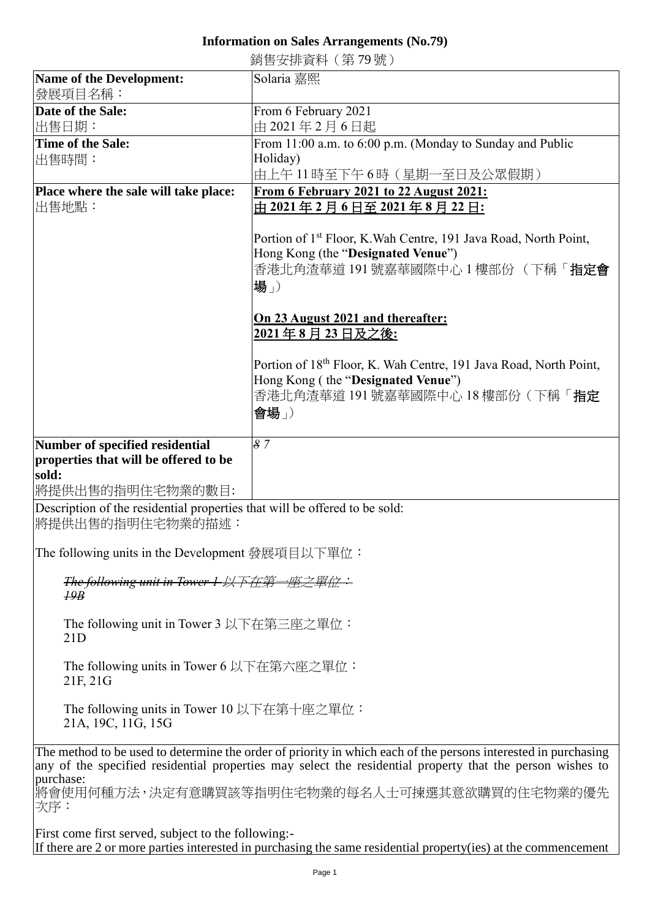# Information on Sales Arrangements (No.79)

銷售安排資料（第 79 號）

| Name of the Development:<br>發展項目名稱： | Solaria 嘉熙 |
|---|---|
| **Date of the Sale:**<br>出售日期： | From 6 February 2021<br>由 2021 年 2 月 6 日起 |
| **Time of the Sale:**<br>出售時間： | From 11:00 a.m. to 6:00 p.m. (Monday to Sunday and Public Holiday)<br>由上午 11 時至下午 6 時（星期一至日及公眾假期） |
| **Place where the sale will take place:**<br>出售地點： | **From 6 February 2021 to 22 August 2021:**<br>**由 2021 年 2 月 6 日至 2021 年 8 月 22 日:**<br><br>Portion of 1st Floor, K.Wah Centre, 191 Java Road, North Point, Hong Kong (the "**Designated Venue**")<br>香港北角渣華道 191 號嘉華國際中心 1 樓部份（下稱「**指定會場**」）<br><br>**On 23 August 2021 and thereafter:**<br>**2021 年 8 月 23 日及之後:**<br><br>Portion of 18th Floor, K. Wah Centre, 191 Java Road, North Point, Hong Kong ( the "**Designated Venue**")<br>香港北角渣華道 191 號嘉華國際中心 18 樓部份（下稱「**指定會場**」） |
| **Number of specified residential properties that will be offered to be sold:**<br>將提供出售的指明住宅物業的數目: | ~~8~~ 7 |

Description of the residential properties that will be offered to be sold:
將提供出售的指明住宅物業的描述：

The following units in the Development 發展項目以下單位：

~~The following unit in Tower 1 以下在第一座之單位：~~
~~19B~~

The following unit in Tower 3 以下在第三座之單位：
21D

The following units in Tower 6 以下在第六座之單位：
21F, 21G

The following units in Tower 10 以下在第十座之單位：
21A, 19C, 11G, 15G

The method to be used to determine the order of priority in which each of the persons interested in purchasing any of the specified residential properties may select the residential property that the person wishes to purchase:
將會使用何種方法，決定有意購買該等指明住宅物業的每名人士可揀選其意欲購買的住宅物業的優先次序：

First come first served, subject to the following:-
If there are 2 or more parties interested in purchasing the same residential property(ies) at the commencement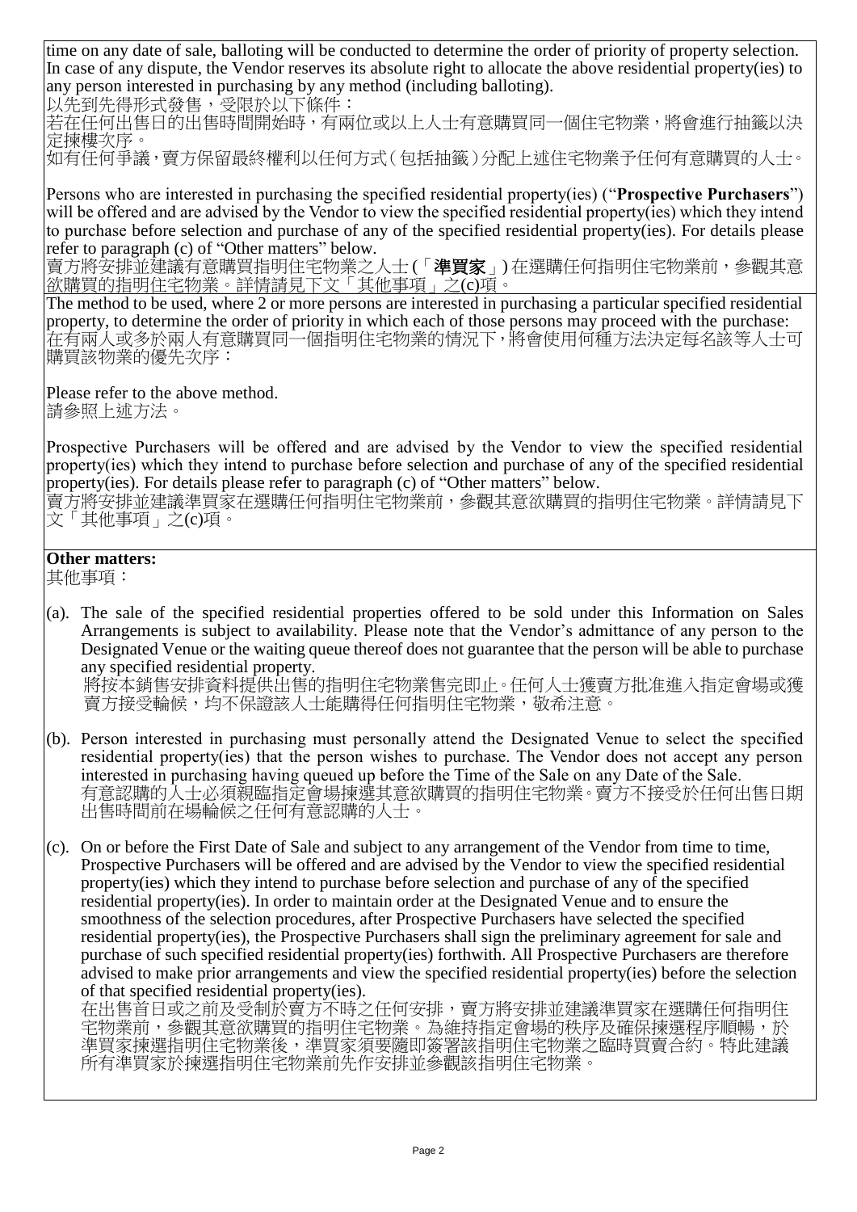time on any date of sale, balloting will be conducted to determine the order of priority of property selection. In case of any dispute, the Vendor reserves its absolute right to allocate the above residential property(ies) to any person interested in purchasing by any method (including balloting).

以先到先得形式發售，受限於以下條件：

若在任何出售日的出售時間開始時，有兩位或以上人士有意購買同一個住宅物業，將會進行抽籤以決定揀樓次序。

如有任何爭議，賣方保留最終權利以任何方式（包括抽籤）分配上述住宅物業予任何有意購買的人士。

Persons who are interested in purchasing the specified residential property(ies) ("**Prospective Purchasers**") will be offered and are advised by the Vendor to view the specified residential property(ies) which they intend to purchase before selection and purchase of any of the specified residential property(ies). For details please refer to paragraph (c) of "Other matters" below.

賣方將安排並建議有意購買指明住宅物業之人士（「**準買家**」）在選購任何指明住宅物業前，參觀其意欲購買的指明住宅物業。詳情請見下文「其他事項」之(c)項。

The method to be used, where 2 or more persons are interested in purchasing a particular specified residential property, to determine the order of priority in which each of those persons may proceed with the purchase:

在有兩人或多於兩人有意購買同一個指明住宅物業的情況下，將會使用何種方法決定每名該等人士可購買該物業的優先次序：

Please refer to the above method.

請參照上述方法。

Prospective Purchasers will be offered and are advised by the Vendor to view the specified residential property(ies) which they intend to purchase before selection and purchase of any of the specified residential property(ies). For details please refer to paragraph (c) of "Other matters" below.

賣方將安排並建議準買家在選購任何指明住宅物業前，參觀其意欲購買的指明住宅物業。詳情請見下文「其他事項」之(c)項。

**Other matters:**

其他事項：

(a). The sale of the specified residential properties offered to be sold under this Information on Sales Arrangements is subject to availability. Please note that the Vendor's admittance of any person to the Designated Venue or the waiting queue thereof does not guarantee that the person will be able to purchase any specified residential property.

將按本銷售安排資料提供出售的指明住宅物業售完即止。任何人士獲賣方批准進入指定會場或獲賣方接受輪候，均不保證該人士能購得任何指明住宅物業，敬希注意。

(b). Person interested in purchasing must personally attend the Designated Venue to select the specified residential property(ies) that the person wishes to purchase. The Vendor does not accept any person interested in purchasing having queued up before the Time of the Sale on any Date of the Sale.

有意認購的人士必須親臨指定會場揀選其意欲購買的指明住宅物業。賣方不接受於任何出售日期出售時間前在場輪候之任何有意認購的人士。

(c). On or before the First Date of Sale and subject to any arrangement of the Vendor from time to time, Prospective Purchasers will be offered and are advised by the Vendor to view the specified residential property(ies) which they intend to purchase before selection and purchase of any of the specified residential property(ies). In order to maintain order at the Designated Venue and to ensure the smoothness of the selection procedures, after Prospective Purchasers have selected the specified residential property(ies), the Prospective Purchasers shall sign the preliminary agreement for sale and purchase of such specified residential property(ies) forthwith. All Prospective Purchasers are therefore advised to make prior arrangements and view the specified residential property(ies) before the selection of that specified residential property(ies).

在出售首日或之前及受制於賣方不時之任何安排，賣方將安排並建議準買家在選購任何指明住宅物業前，參觀其意欲購買的指明住宅物業。為維持指定會場的秩序及確保揀選程序順暢，於準買家揀選指明住宅物業後，準買家須要隨即簽署該指明住宅物業之臨時買賣合約。特此建議所有準買家於揀選指明住宅物業前先作安排並參觀該指明住宅物業。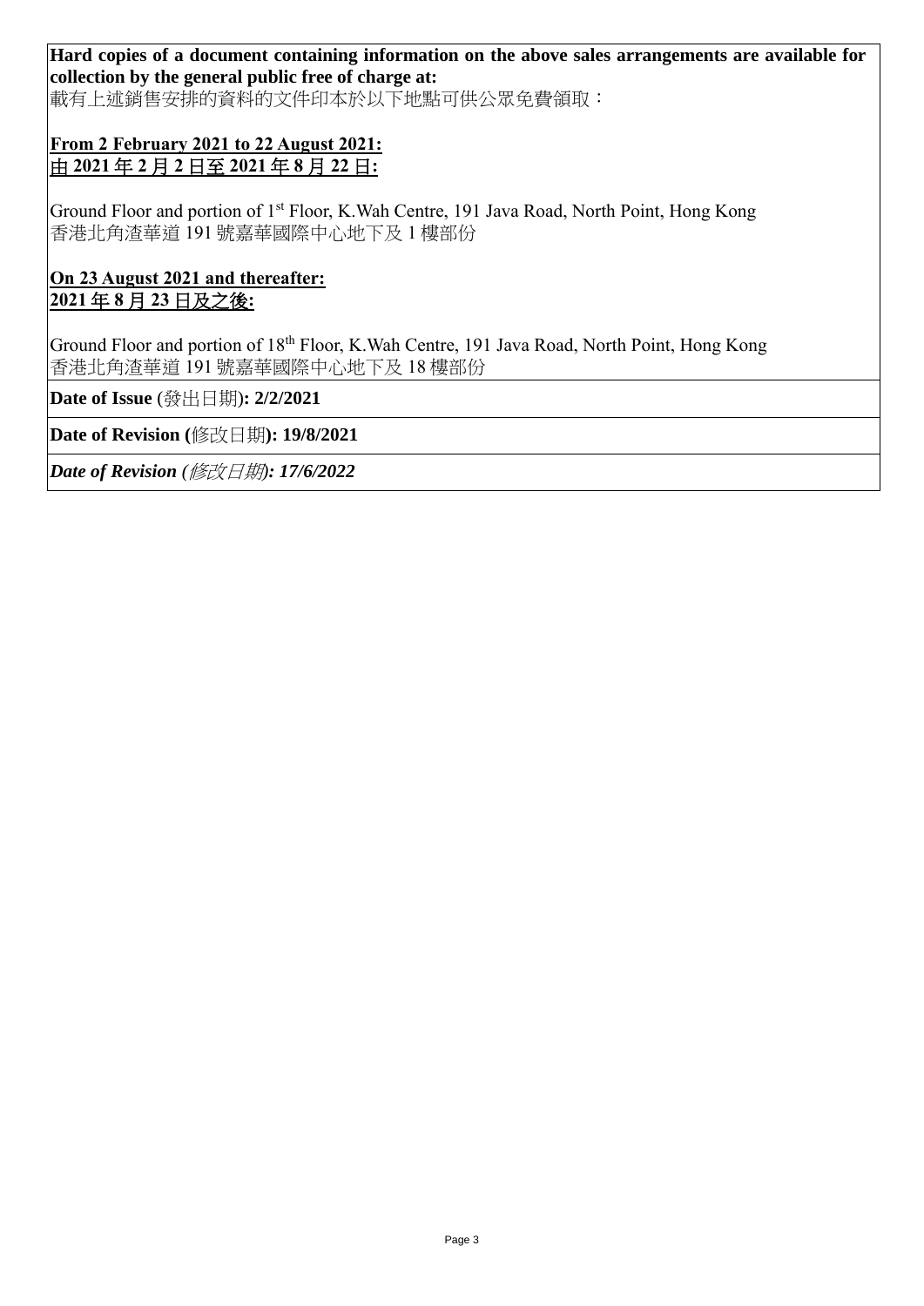**Hard copies of a document containing information on the above sales arrangements are available for collection by the general public free of charge at:**
載有上述銷售安排的資料的文件印本於以下地點可供公眾免費領取：

**From 2 February 2021 to 22 August 2021:**
**由 2021 年 2 月 2 日至 2021 年 8 月 22 日:**

Ground Floor and portion of 1st Floor, K.Wah Centre, 191 Java Road, North Point, Hong Kong
香港北角渣華道 191 號嘉華國際中心地下及 1 樓部份

**On 23 August 2021 and thereafter:**
**2021 年 8 月 23 日及之後:**

Ground Floor and portion of 18th Floor, K.Wah Centre, 191 Java Road, North Point, Hong Kong
香港北角渣華道 191 號嘉華國際中心地下及 18 樓部份

**Date of Issue** (發出日期)**: 2/2/2021**

**Date of Revision (**修改日期**): 19/8/2021**

***Date of Revision (修改日期): 17/6/2022***